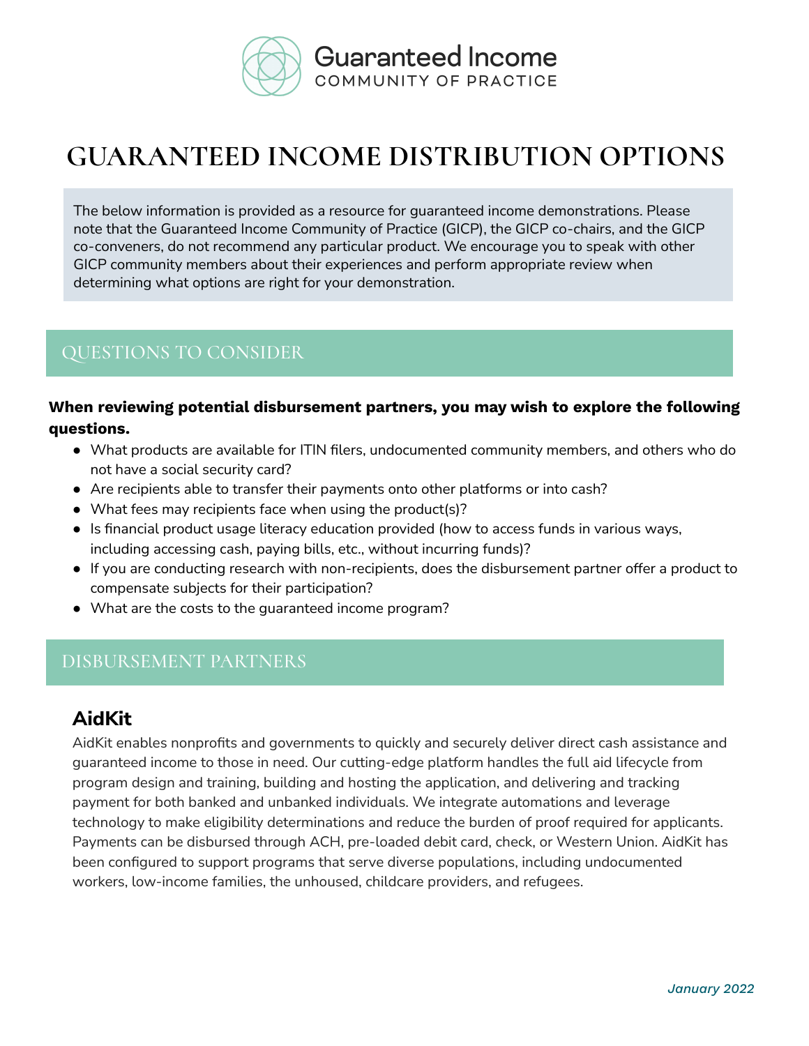Guaranteed Income
COMMUNITY OF PRACTICE

# GUARANTEED INCOME DISTRIBUTION OPTIONS

The below information is provided as a resource for guaranteed income demonstrations. Please note that the Guaranteed Income Community of Practice (GICP), the GICP co-chairs, and the GICP co-conveners, do not recommend any particular product. We encourage you to speak with other GICP community members about their experiences and perform appropriate review when determining what options are right for your demonstration.

## QUESTIONS TO CONSIDER

**When reviewing potential disbursement partners, you may wish to explore the following questions.**

- What products are available for ITIN filers, undocumented community members, and others who do not have a social security card?
- Are recipients able to transfer their payments onto other platforms or into cash?
- What fees may recipients face when using the product(s)?
- Is financial product usage literacy education provided (how to access funds in various ways, including accessing cash, paying bills, etc., without incurring funds)?
- If you are conducting research with non-recipients, does the disbursement partner offer a product to compensate subjects for their participation?
- What are the costs to the guaranteed income program?

## DISBURSEMENT PARTNERS

### AidKit

AidKit enables nonprofits and governments to quickly and securely deliver direct cash assistance and guaranteed income to those in need. Our cutting-edge platform handles the full aid lifecycle from program design and training, building and hosting the application, and delivering and tracking payment for both banked and unbanked individuals. We integrate automations and leverage technology to make eligibility determinations and reduce the burden of proof required for applicants. Payments can be disbursed through ACH, pre-loaded debit card, check, or Western Union. AidKit has been configured to support programs that serve diverse populations, including undocumented workers, low-income families, the unhoused, childcare providers, and refugees.

*January 2022*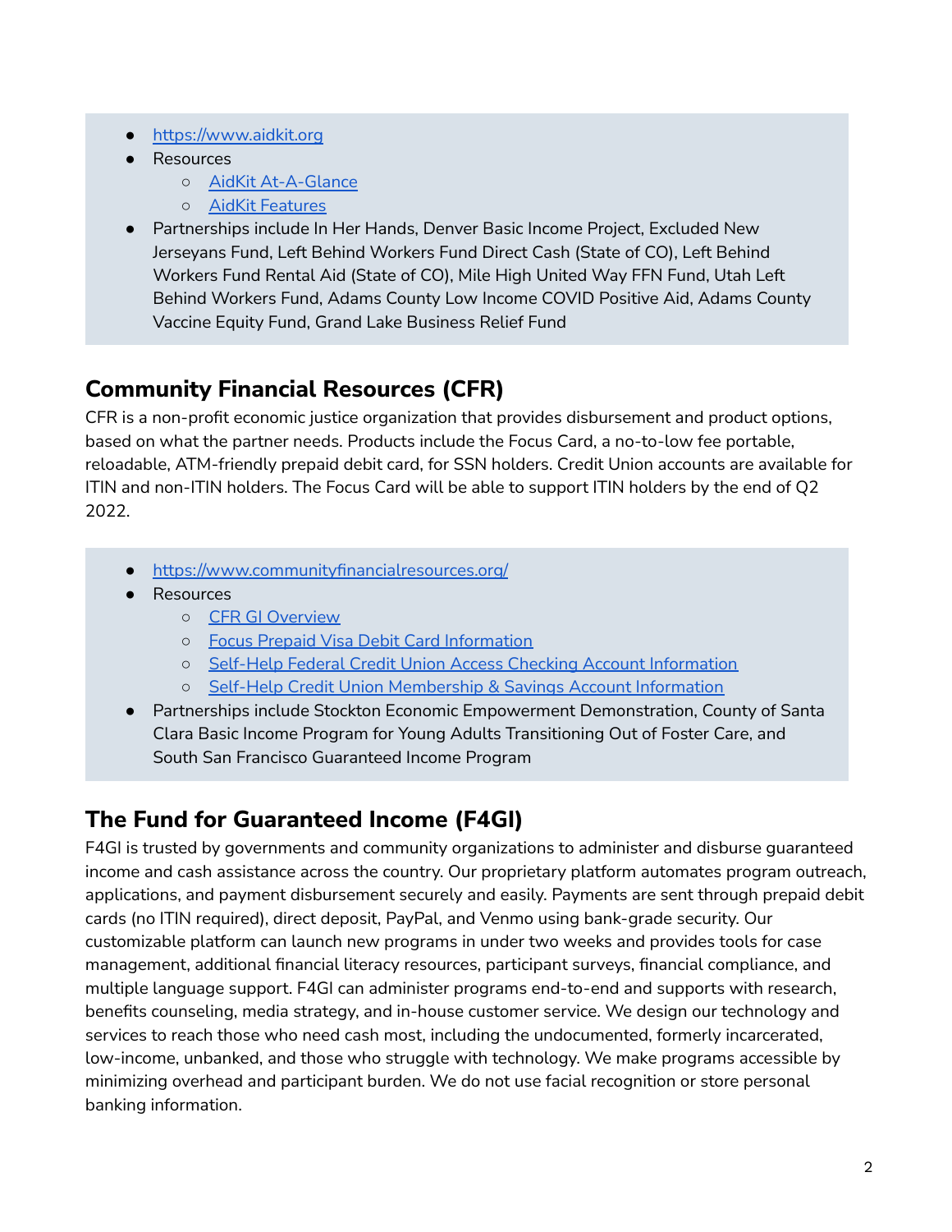- https://www.aidkit.org
- Resources
  - AidKit At-A-Glance
  - AidKit Features
- Partnerships include In Her Hands, Denver Basic Income Project, Excluded New Jerseyans Fund, Left Behind Workers Fund Direct Cash (State of CO), Left Behind Workers Fund Rental Aid (State of CO), Mile High United Way FFN Fund, Utah Left Behind Workers Fund, Adams County Low Income COVID Positive Aid, Adams County Vaccine Equity Fund, Grand Lake Business Relief Fund

## Community Financial Resources (CFR)

CFR is a non-profit economic justice organization that provides disbursement and product options, based on what the partner needs. Products include the Focus Card, a no-to-low fee portable, reloadable, ATM-friendly prepaid debit card, for SSN holders. Credit Union accounts are available for ITIN and non-ITIN holders. The Focus Card will be able to support ITIN holders by the end of Q2 2022.

- https://www.communityfinancialresources.org/
- Resources
  - CFR GI Overview
  - Focus Prepaid Visa Debit Card Information
  - Self-Help Federal Credit Union Access Checking Account Information
  - Self-Help Credit Union Membership & Savings Account Information
- Partnerships include Stockton Economic Empowerment Demonstration, County of Santa Clara Basic Income Program for Young Adults Transitioning Out of Foster Care, and South San Francisco Guaranteed Income Program

## The Fund for Guaranteed Income (F4GI)

F4GI is trusted by governments and community organizations to administer and disburse guaranteed income and cash assistance across the country. Our proprietary platform automates program outreach, applications, and payment disbursement securely and easily. Payments are sent through prepaid debit cards (no ITIN required), direct deposit, PayPal, and Venmo using bank-grade security. Our customizable platform can launch new programs in under two weeks and provides tools for case management, additional financial literacy resources, participant surveys, financial compliance, and multiple language support. F4GI can administer programs end-to-end and supports with research, benefits counseling, media strategy, and in-house customer service. We design our technology and services to reach those who need cash most, including the undocumented, formerly incarcerated, low-income, unbanked, and those who struggle with technology. We make programs accessible by minimizing overhead and participant burden. We do not use facial recognition or store personal banking information.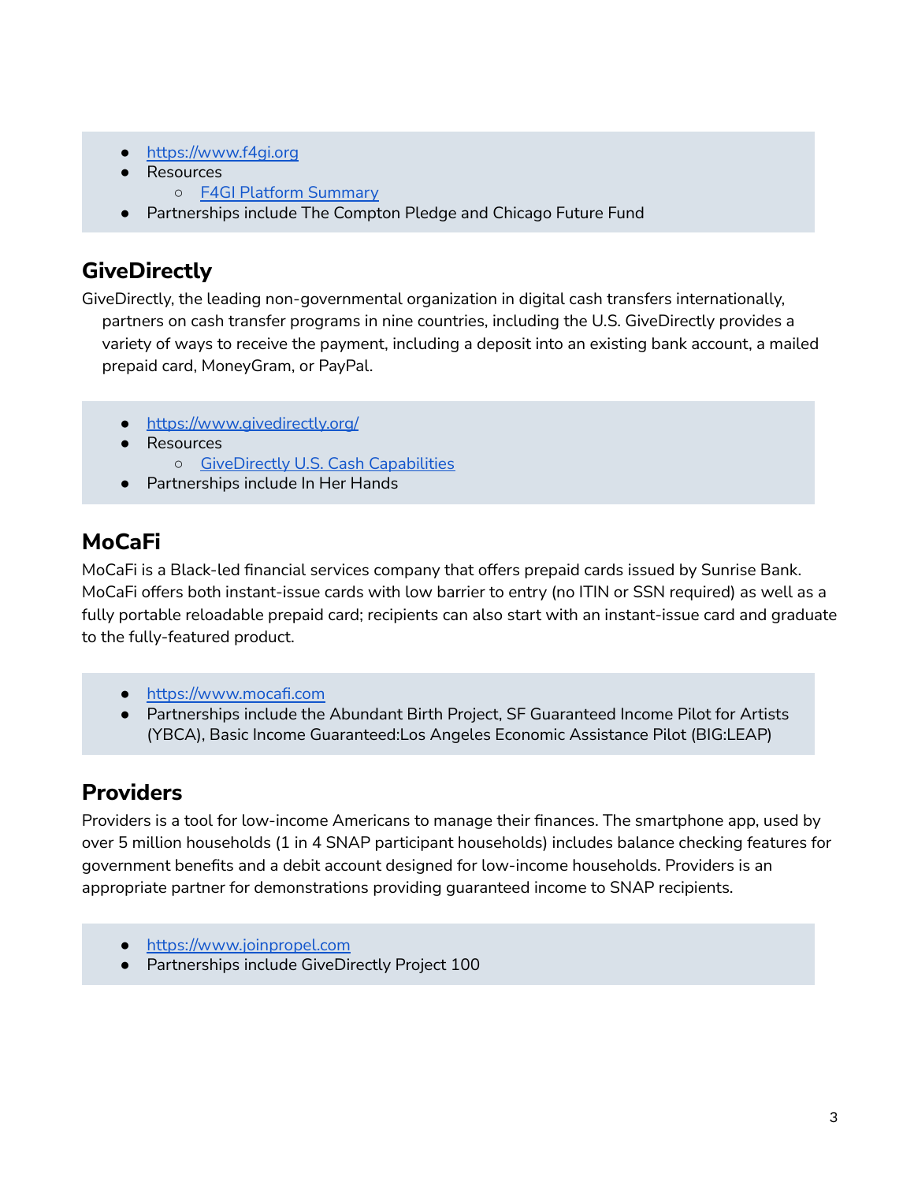- https://www.f4gi.org
- Resources
  - F4GI Platform Summary
- Partnerships include The Compton Pledge and Chicago Future Fund

## GiveDirectly

GiveDirectly, the leading non-governmental organization in digital cash transfers internationally, partners on cash transfer programs in nine countries, including the U.S. GiveDirectly provides a variety of ways to receive the payment, including a deposit into an existing bank account, a mailed prepaid card, MoneyGram, or PayPal.

- https://www.givedirectly.org/
- Resources
  - GiveDirectly U.S. Cash Capabilities
- Partnerships include In Her Hands

## MoCaFi

MoCaFi is a Black-led financial services company that offers prepaid cards issued by Sunrise Bank. MoCaFi offers both instant-issue cards with low barrier to entry (no ITIN or SSN required) as well as a fully portable reloadable prepaid card; recipients can also start with an instant-issue card and graduate to the fully-featured product.

- https://www.mocafi.com
- Partnerships include the Abundant Birth Project, SF Guaranteed Income Pilot for Artists (YBCA), Basic Income Guaranteed:Los Angeles Economic Assistance Pilot (BIG:LEAP)

## Providers

Providers is a tool for low-income Americans to manage their finances. The smartphone app, used by over 5 million households (1 in 4 SNAP participant households) includes balance checking features for government benefits and a debit account designed for low-income households. Providers is an appropriate partner for demonstrations providing guaranteed income to SNAP recipients.

- https://www.joinpropel.com
- Partnerships include GiveDirectly Project 100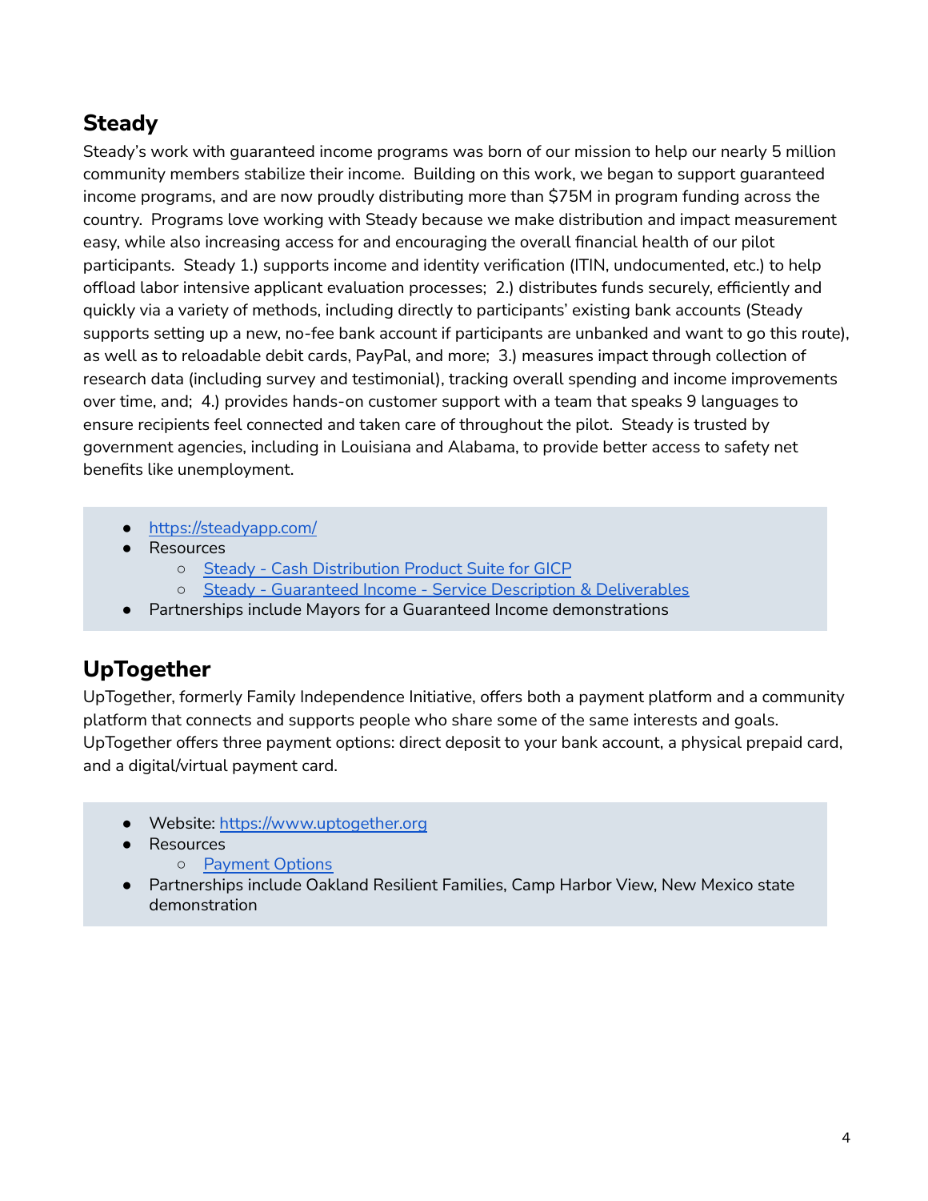## Steady

Steady's work with guaranteed income programs was born of our mission to help our nearly 5 million community members stabilize their income. Building on this work, we began to support guaranteed income programs, and are now proudly distributing more than $75M in program funding across the country. Programs love working with Steady because we make distribution and impact measurement easy, while also increasing access for and encouraging the overall financial health of our pilot participants. Steady 1.) supports income and identity verification (ITIN, undocumented, etc.) to help offload labor intensive applicant evaluation processes; 2.) distributes funds securely, efficiently and quickly via a variety of methods, including directly to participants' existing bank accounts (Steady supports setting up a new, no-fee bank account if participants are unbanked and want to go this route), as well as to reloadable debit cards, PayPal, and more; 3.) measures impact through collection of research data (including survey and testimonial), tracking overall spending and income improvements over time, and; 4.) provides hands-on customer support with a team that speaks 9 languages to ensure recipients feel connected and taken care of throughout the pilot. Steady is trusted by government agencies, including in Louisiana and Alabama, to provide better access to safety net benefits like unemployment.

- https://steadyapp.com/
- Resources
  - Steady - Cash Distribution Product Suite for GICP
  - Steady - Guaranteed Income - Service Description & Deliverables
- Partnerships include Mayors for a Guaranteed Income demonstrations

## UpTogether

UpTogether, formerly Family Independence Initiative, offers both a payment platform and a community platform that connects and supports people who share some of the same interests and goals. UpTogether offers three payment options: direct deposit to your bank account, a physical prepaid card, and a digital/virtual payment card.

- Website: https://www.uptogether.org
- Resources
  - Payment Options
- Partnerships include Oakland Resilient Families, Camp Harbor View, New Mexico state demonstration